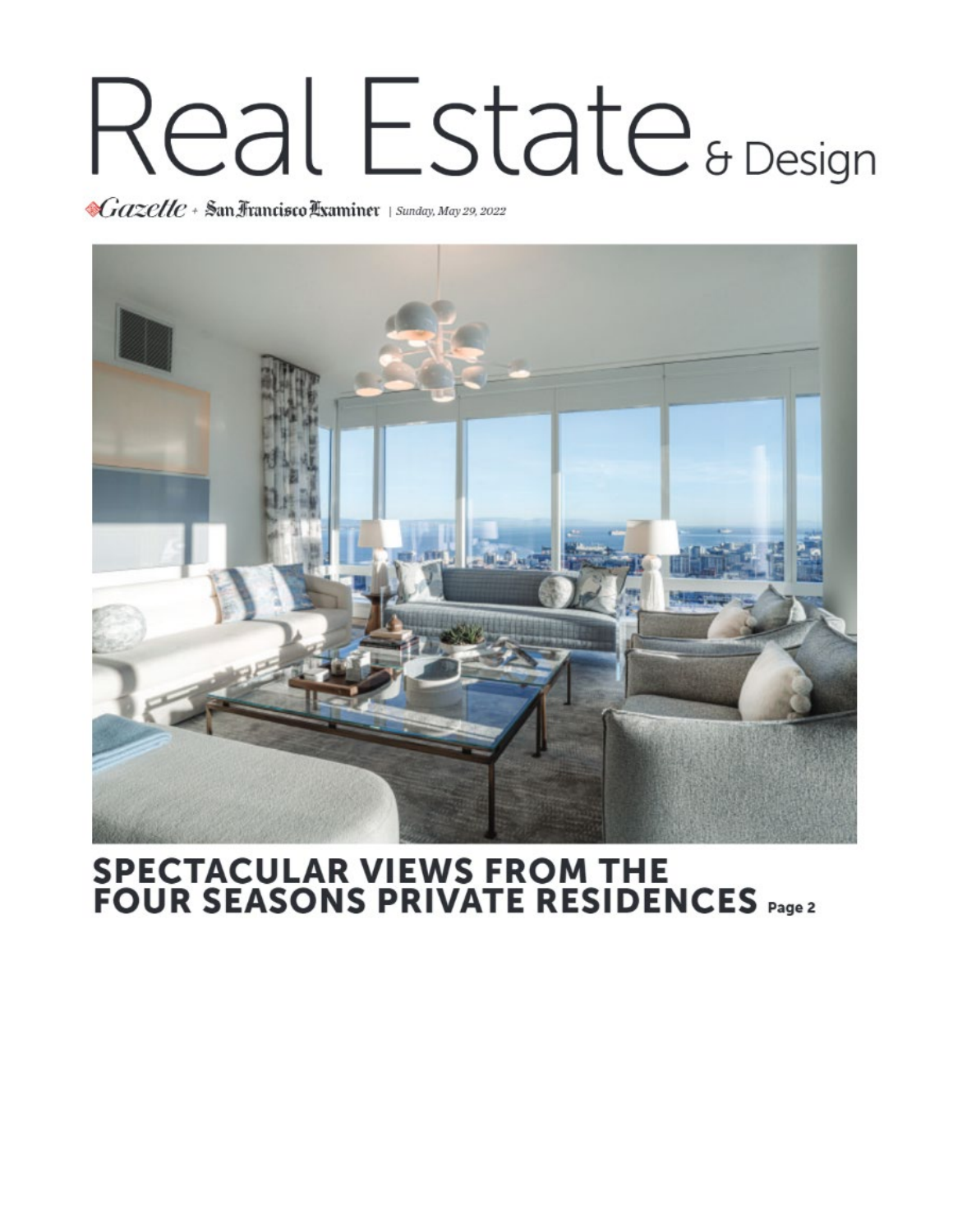# Real Estate & Design

*Gazette* + San Francisco Examiner | *Sunday, May 29, 2022*

## SPECTACULAR VIEWS FROM THE FOUR SEASONS PRIVATE RESIDENCES Page 2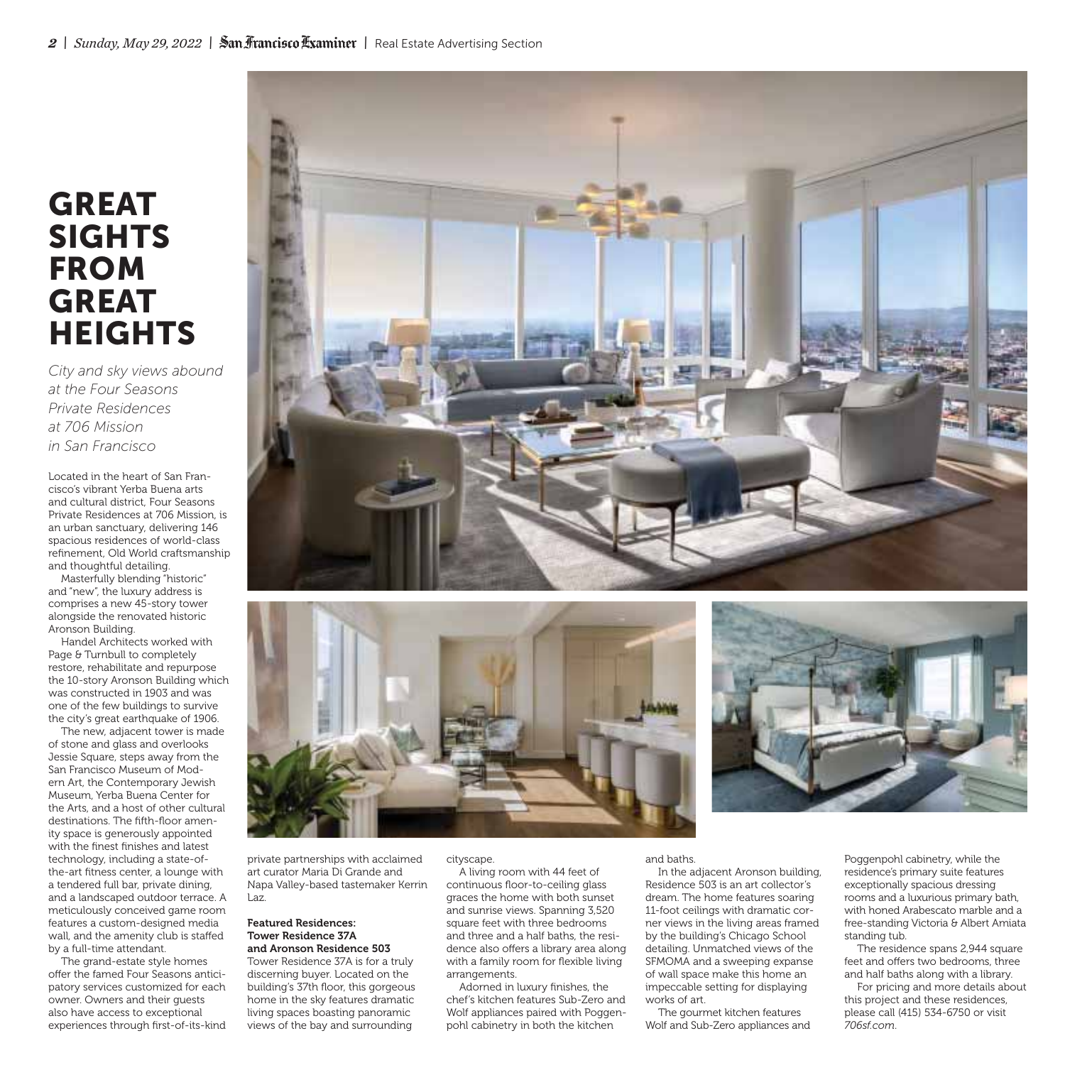# GREAT SIGHTS FROM GREAT HEIGHTS

*City and sky views abound at the Four Seasons Private Residences at 706 Mission in San Francisco*

Located in the heart of San Francisco's vibrant Yerba Buena arts and cultural district, Four Seasons Private Residences at 706 Mission, is an urban sanctuary, delivering 146 spacious residences of world-class refinement, Old World craftsmanship and thoughtful detailing.

Masterfully blending "historic" and "new", the luxury address is comprises a new 45-story tower alongside the renovated historic Aronson Building.

Handel Architects worked with Page & Turnbull to completely restore, rehabilitate and repurpose the 10-story Aronson Building which was constructed in 1903 and was one of the few buildings to survive the city's great earthquake of 1906.

The new, adjacent tower is made of stone and glass and overlooks Jessie Square, steps away from the San Francisco Museum of Modern Art, the Contemporary Jewish Museum, Yerba Buena Center for the Arts, and a host of other cultural destinations. The fifth-floor amenity space is generously appointed with the finest finishes and latest technology, including a state-of-the-art fitness center, a lounge with a tendered full bar, private dining, and a landscaped outdoor terrace. A meticulously conceived game room features a custom-designed media wall, and the amenity club is staffed by a full-time attendant.

The grand-estate style homes offer the famed Four Seasons anticipatory services customized for each owner. Owners and their guests also have access to exceptional experiences through first-of-its-kind private partnerships with acclaimed art curator Maria Di Grande and Napa Valley-based tastemaker Kerrin Laz.

**Featured Residences: Tower Residence 37A and Aronson Residence 503**

Tower Residence 37A is for a truly discerning buyer. Located on the building's 37th floor, this gorgeous home in the sky features dramatic living spaces boasting panoramic views of the bay and surrounding cityscape.

A living room with 44 feet of continuous floor-to-ceiling glass graces the home with both sunset and sunrise views. Spanning 3,520 square feet with three bedrooms and three and a half baths, the residence also offers a library area along with a family room for flexible living arrangements.

Adorned in luxury finishes, the chef's kitchen features Sub-Zero and Wolf appliances paired with Poggenpohl cabinetry in both the kitchen and baths.

In the adjacent Aronson building, Residence 503 is an art collector's dream. The home features soaring 11-foot ceilings with dramatic corner views in the living areas framed by the building's Chicago School detailing. Unmatched views of the SFMOMA and a sweeping expanse of wall space make this home an impeccable setting for displaying works of art.

The gourmet kitchen features Wolf and Sub-Zero appliances and Poggenpohl cabinetry, while the residence's primary suite features exceptionally spacious dressing rooms and a luxurious primary bath, with honed Arabescato marble and a free-standing Victoria & Albert Amiata standing tub.

The residence spans 2,944 square feet and offers two bedrooms, three and half baths along with a library.

For pricing and more details about this project and these residences, please call (415) 534-6750 or visit *706sf.com*.